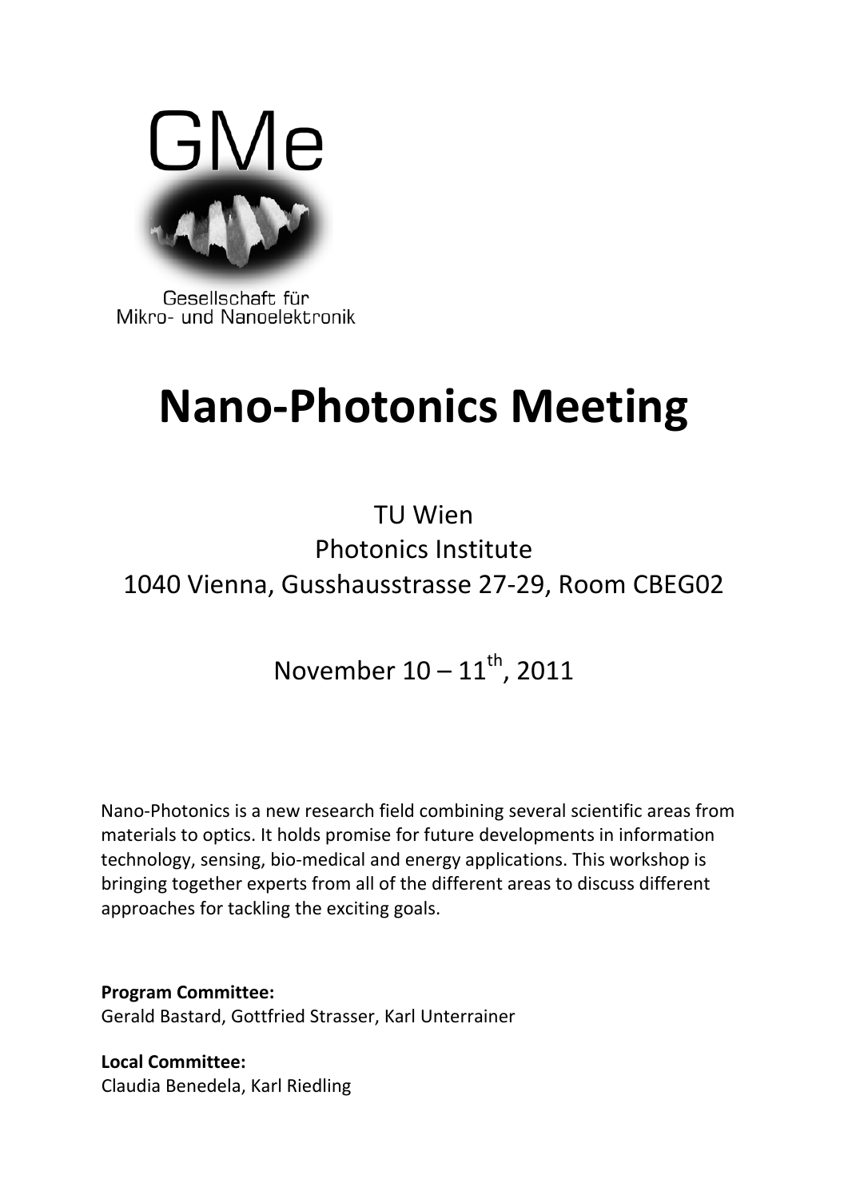GMe

Gesellschaft für
Mikro- und Nanoelektronik

# Nano-Photonics Meeting

TU Wien
Photonics Institute
1040 Vienna, Gusshausstrasse 27-29, Room CBEG02

November 10 – 11th, 2011

Nano-Photonics is a new research field combining several scientific areas from materials to optics. It holds promise for future developments in information technology, sensing, bio-medical and energy applications. This workshop is bringing together experts from all of the different areas to discuss different approaches for tackling the exciting goals.

**Program Committee:**
Gerald Bastard, Gottfried Strasser, Karl Unterrainer

**Local Committee:**
Claudia Benedela, Karl Riedling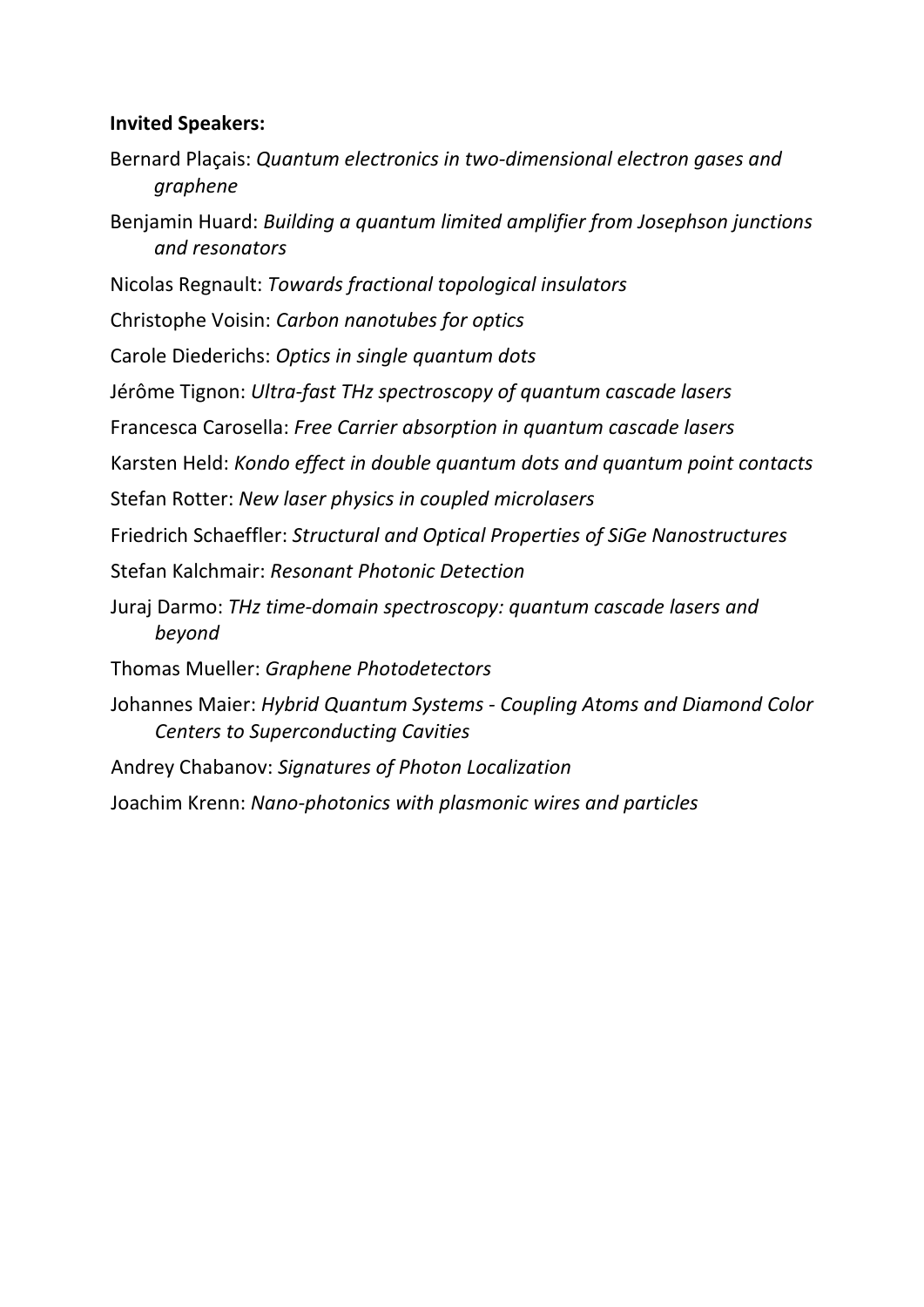**Invited Speakers:**

Bernard Plaçais: *Quantum electronics in two-dimensional electron gases and graphene*

Benjamin Huard: *Building a quantum limited amplifier from Josephson junctions and resonators*

Nicolas Regnault: *Towards fractional topological insulators*

Christophe Voisin: *Carbon nanotubes for optics*

Carole Diederichs: *Optics in single quantum dots*

Jérôme Tignon: *Ultra-fast THz spectroscopy of quantum cascade lasers*

Francesca Carosella: *Free Carrier absorption in quantum cascade lasers*

Karsten Held: *Kondo effect in double quantum dots and quantum point contacts*

Stefan Rotter: *New laser physics in coupled microlasers*

Friedrich Schaeffler: *Structural and Optical Properties of SiGe Nanostructures*

Stefan Kalchmair: *Resonant Photonic Detection*

Juraj Darmo: *THz time-domain spectroscopy: quantum cascade lasers and beyond*

Thomas Mueller: *Graphene Photodetectors*

Johannes Maier: *Hybrid Quantum Systems - Coupling Atoms and Diamond Color Centers to Superconducting Cavities*

Andrey Chabanov: *Signatures of Photon Localization*

Joachim Krenn: *Nano-photonics with plasmonic wires and particles*